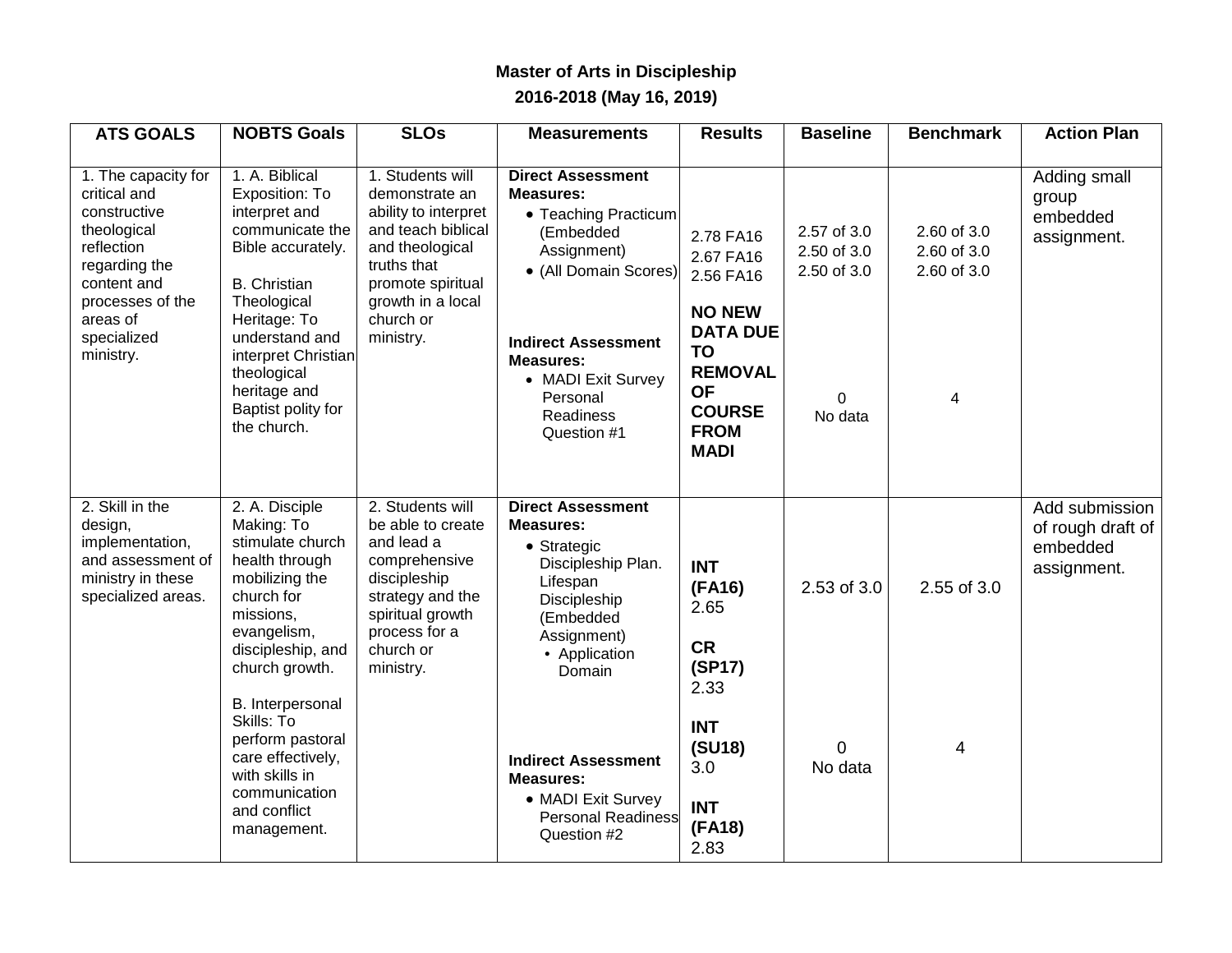**Master of Arts in Discipleship**

**2016-2018 (May 16, 2019)**

| ATS GOALS | NOBTS Goals | SLOs | Measurements | Results | Baseline | Benchmark | Action Plan |
|---|---|---|---|---|---|---|---|
| 1. The capacity for critical and constructive theological reflection regarding the content and processes of the areas of specialized ministry. | 1. A. Biblical Exposition: To interpret and communicate the Bible accurately.<br><br>B. Christian Theological Heritage: To understand and interpret Christian theological heritage and Baptist polity for the church. | 1. Students will demonstrate an ability to interpret and teach biblical and theological truths that promote spiritual growth in a local church or ministry. | **Direct Assessment Measures:**<br>• Teaching Practicum (Embedded Assignment)<br>• (All Domain Scores)<br><br>**Indirect Assessment Measures:**<br>• MADI Exit Survey Personal Readiness Question #1 | 2.78 FA16<br>2.67 FA16<br>2.56 FA16<br><br>**NO NEW DATA DUE TO REMOVAL OF COURSE FROM MADI** | 2.57 of 3.0<br>2.50 of 3.0<br>2.50 of 3.0<br><br>0<br>No data | 2.60 of 3.0<br>2.60 of 3.0<br>2.60 of 3.0<br><br>4 | Adding small group embedded assignment. |
| 2. Skill in the design, implementation, and assessment of ministry in these specialized areas. | 2. A. Disciple Making: To stimulate church health through mobilizing the church for missions, evangelism, discipleship, and church growth.<br><br>B. Interpersonal Skills: To perform pastoral care effectively, with skills in communication and conflict management. | 2. Students will be able to create and lead a comprehensive discipleship strategy and the spiritual growth process for a church or ministry. | **Direct Assessment Measures:**<br>• Strategic Discipleship Plan. Lifespan Discipleship (Embedded Assignment)<br>• Application Domain<br><br>**Indirect Assessment Measures:**<br>• MADI Exit Survey Personal Readiness Question #2 | **INT (FA16)** 2.65<br><br>**CR (SP17)** 2.33<br><br>**INT (SU18)** 3.0<br><br>**INT (FA18)** 2.83 | 2.53 of 3.0<br><br>0<br>No data | 2.55 of 3.0<br><br>4 | Add submission of rough draft of embedded assignment. |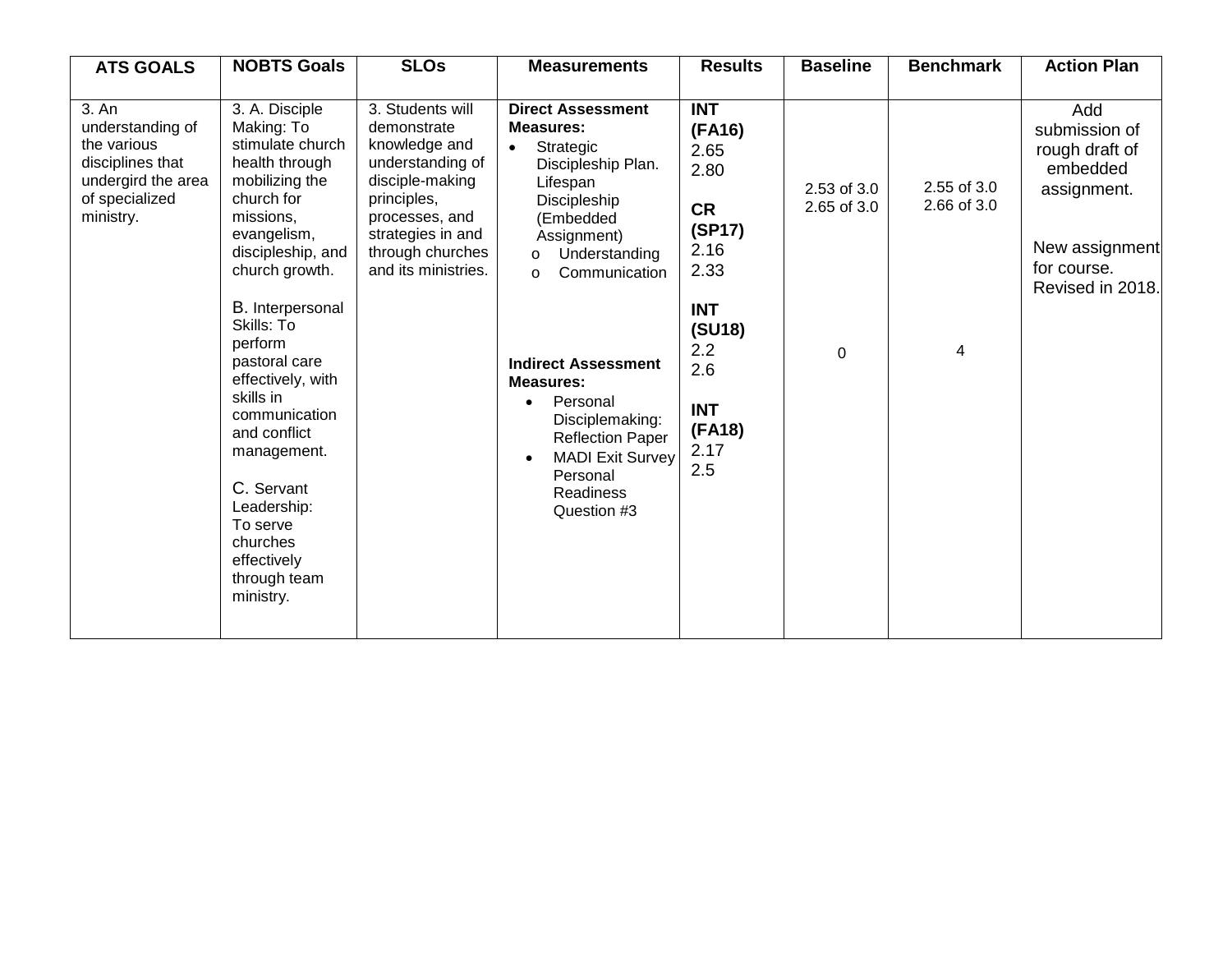| ATS GOALS | NOBTS Goals | SLOs | Measurements | Results | Baseline | Benchmark | Action Plan |
|---|---|---|---|---|---|---|---|
| 3. An understanding of the various disciplines that undergird the area of specialized ministry. | 3. A. Disciple Making: To stimulate church health through mobilizing the church for missions, evangelism, discipleship, and church growth.<br><br>B. Interpersonal Skills: To perform pastoral care effectively, with skills in communication and conflict management.<br><br>C. Servant Leadership: To serve churches effectively through team ministry. | 3. Students will demonstrate knowledge and understanding of disciple-making principles, processes, and strategies in and through churches and its ministries. | **Direct Assessment Measures:**<br>• Strategic Discipleship Plan. Lifespan Discipleship (Embedded Assignment)<br>  o Understanding<br>  o Communication<br><br>**Indirect Assessment Measures:**<br>• Personal Disciplemaking: Reflection Paper<br>• MADI Exit Survey Personal Readiness Question #3 | **INT (FA16)**<br>2.65<br>2.80<br><br>**CR (SP17)**<br>2.16<br>2.33<br><br>**INT (SU18)**<br>2.2<br>2.6<br><br>**INT (FA18)**<br>2.17<br>2.5 | 2.53 of 3.0<br>2.65 of 3.0<br><br>0 | 2.55 of 3.0<br>2.66 of 3.0<br><br>4 | Add submission of rough draft of embedded assignment.<br><br>New assignment for course. Revised in 2018. |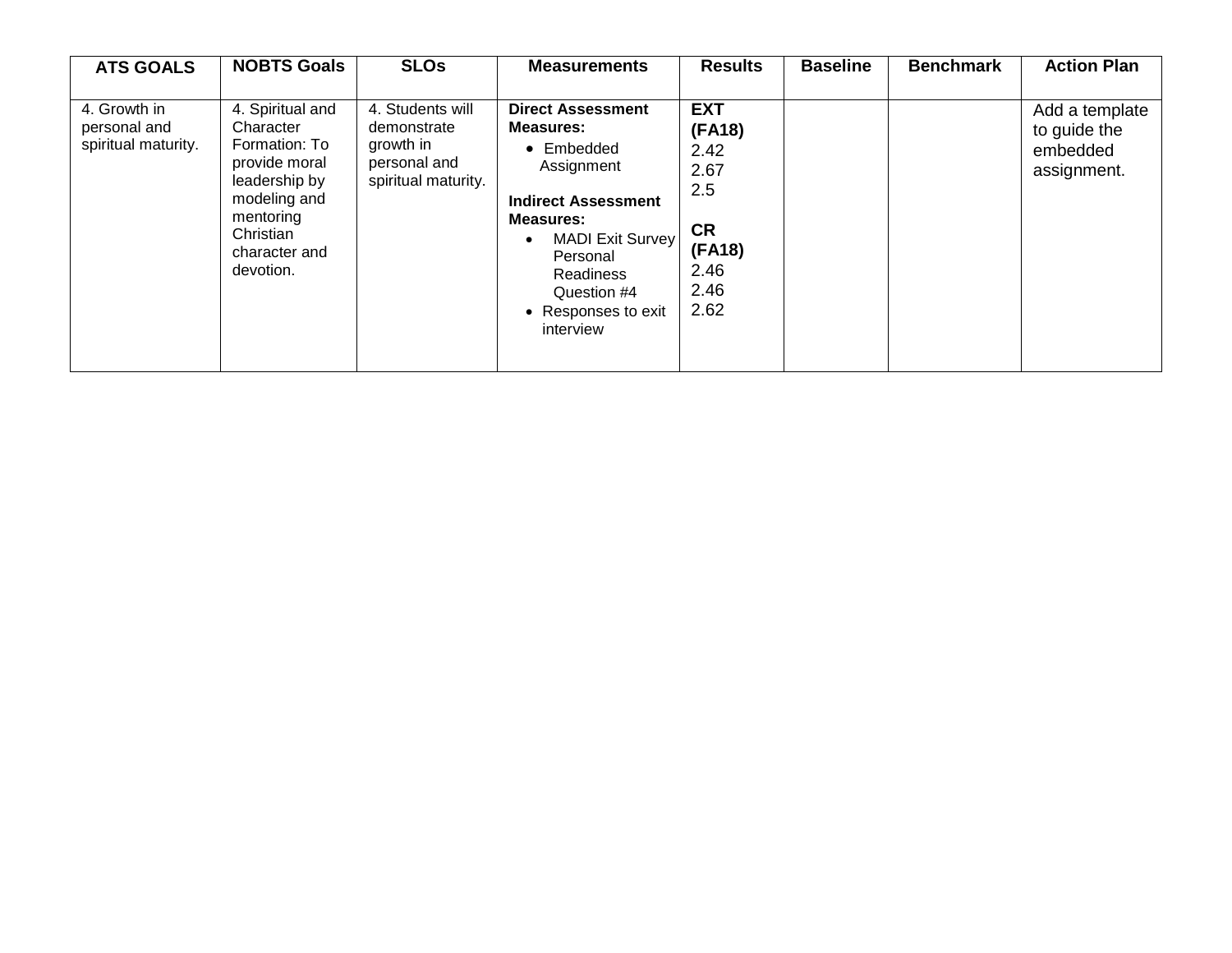| ATS GOALS | NOBTS Goals | SLOs | Measurements | Results | Baseline | Benchmark | Action Plan |
|---|---|---|---|---|---|---|---|
| 4. Growth in personal and spiritual maturity. | 4. Spiritual and Character Formation: To provide moral leadership by modeling and mentoring Christian character and devotion. | 4. Students will demonstrate growth in personal and spiritual maturity. | **Direct Assessment Measures:**<br>• Embedded Assignment<br><br>**Indirect Assessment Measures:**<br>• MADI Exit Survey Personal Readiness Question #4<br>• Responses to exit interview | **EXT (FA18)**<br>2.42<br>2.67<br>2.5<br><br>**CR (FA18)**<br>2.46<br>2.46<br>2.62 | | | Add a template to guide the embedded assignment. |